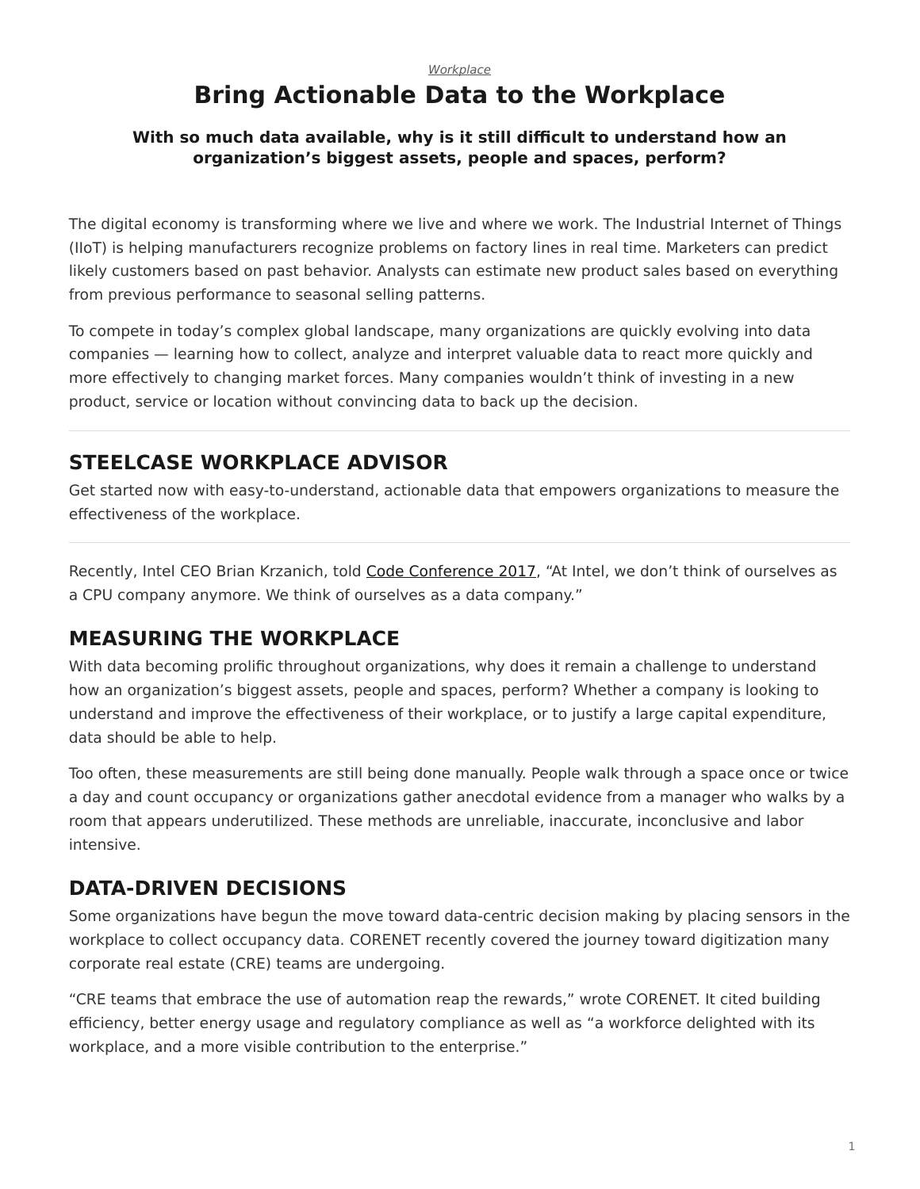*Workplace*

# Bring Actionable Data to the Workplace

**With so much data available, why is it still difficult to understand how an organization's biggest assets, people and spaces, perform?**

The digital economy is transforming where we live and where we work. The Industrial Internet of Things (IIoT) is helping manufacturers recognize problems on factory lines in real time. Marketers can predict likely customers based on past behavior. Analysts can estimate new product sales based on everything from previous performance to seasonal selling patterns.

To compete in today's complex global landscape, many organizations are quickly evolving into data companies — learning how to collect, analyze and interpret valuable data to react more quickly and more effectively to changing market forces. Many companies wouldn't think of investing in a new product, service or location without convincing data to back up the decision.

---

## STEELCASE WORKPLACE ADVISOR

Get started now with easy-to-understand, actionable data that empowers organizations to measure the effectiveness of the workplace.

---

Recently, Intel CEO Brian Krzanich, told Code Conference 2017, "At Intel, we don't think of ourselves as a CPU company anymore. We think of ourselves as a data company."

## MEASURING THE WORKPLACE

With data becoming prolific throughout organizations, why does it remain a challenge to understand how an organization's biggest assets, people and spaces, perform? Whether a company is looking to understand and improve the effectiveness of their workplace, or to justify a large capital expenditure, data should be able to help.

Too often, these measurements are still being done manually. People walk through a space once or twice a day and count occupancy or organizations gather anecdotal evidence from a manager who walks by a room that appears underutilized. These methods are unreliable, inaccurate, inconclusive and labor intensive.

## DATA-DRIVEN DECISIONS

Some organizations have begun the move toward data-centric decision making by placing sensors in the workplace to collect occupancy data. CORENET recently covered the journey toward digitization many corporate real estate (CRE) teams are undergoing.

"CRE teams that embrace the use of automation reap the rewards," wrote CORENET. It cited building efficiency, better energy usage and regulatory compliance as well as "a workforce delighted with its workplace, and a more visible contribution to the enterprise."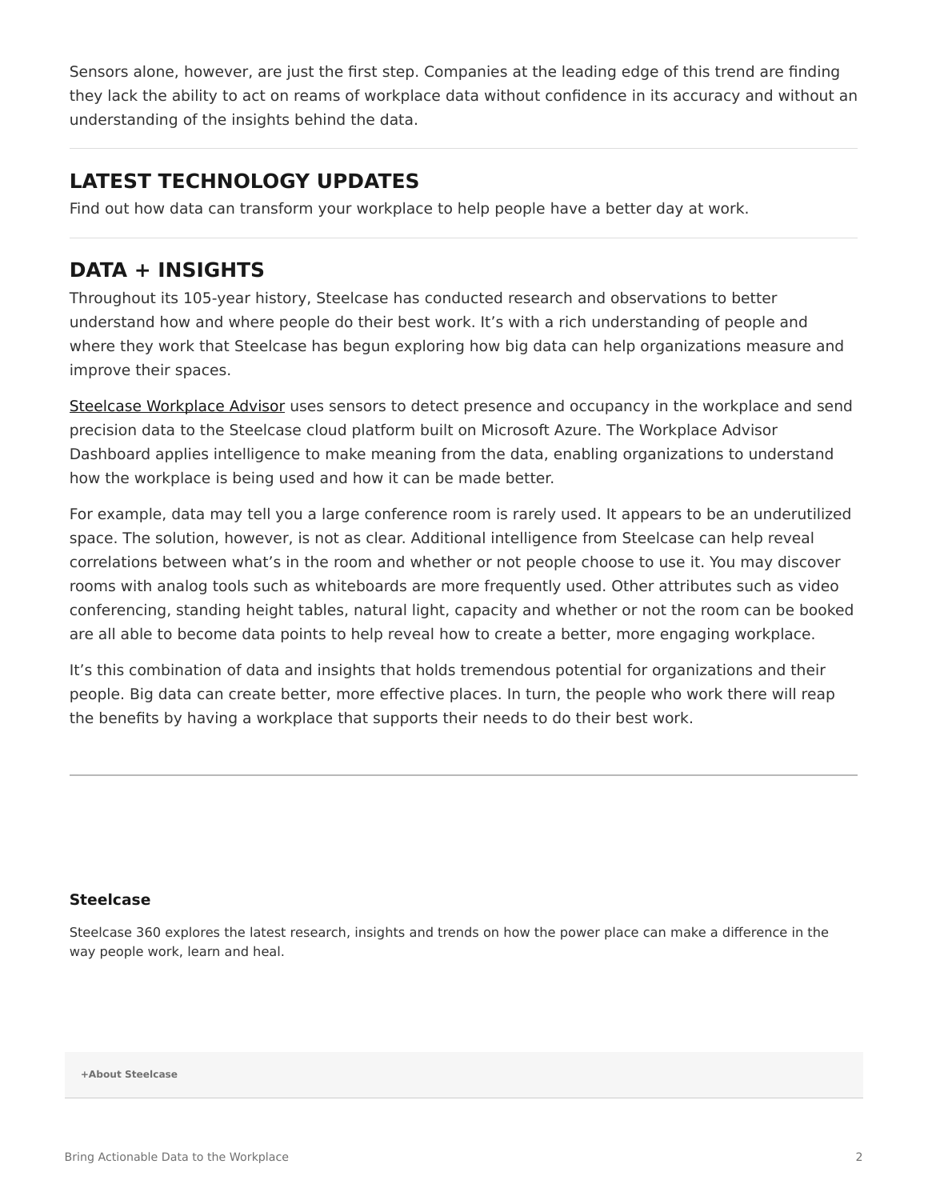Sensors alone, however, are just the first step. Companies at the leading edge of this trend are finding they lack the ability to act on reams of workplace data without confidence in its accuracy and without an understanding of the insights behind the data.

---

## LATEST TECHNOLOGY UPDATES

Find out how data can transform your workplace to help people have a better day at work.

---

## DATA + INSIGHTS

Throughout its 105-year history, Steelcase has conducted research and observations to better understand how and where people do their best work. It's with a rich understanding of people and where they work that Steelcase has begun exploring how big data can help organizations measure and improve their spaces.

Steelcase Workplace Advisor uses sensors to detect presence and occupancy in the workplace and send precision data to the Steelcase cloud platform built on Microsoft Azure. The Workplace Advisor Dashboard applies intelligence to make meaning from the data, enabling organizations to understand how the workplace is being used and how it can be made better.

For example, data may tell you a large conference room is rarely used. It appears to be an underutilized space. The solution, however, is not as clear. Additional intelligence from Steelcase can help reveal correlations between what's in the room and whether or not people choose to use it. You may discover rooms with analog tools such as whiteboards are more frequently used. Other attributes such as video conferencing, standing height tables, natural light, capacity and whether or not the room can be booked are all able to become data points to help reveal how to create a better, more engaging workplace.

It's this combination of data and insights that holds tremendous potential for organizations and their people. Big data can create better, more effective places. In turn, the people who work there will reap the benefits by having a workplace that supports their needs to do their best work.

---

**Steelcase**

Steelcase 360 explores the latest research, insights and trends on how the power place can make a difference in the way people work, learn and heal.

**+About Steelcase**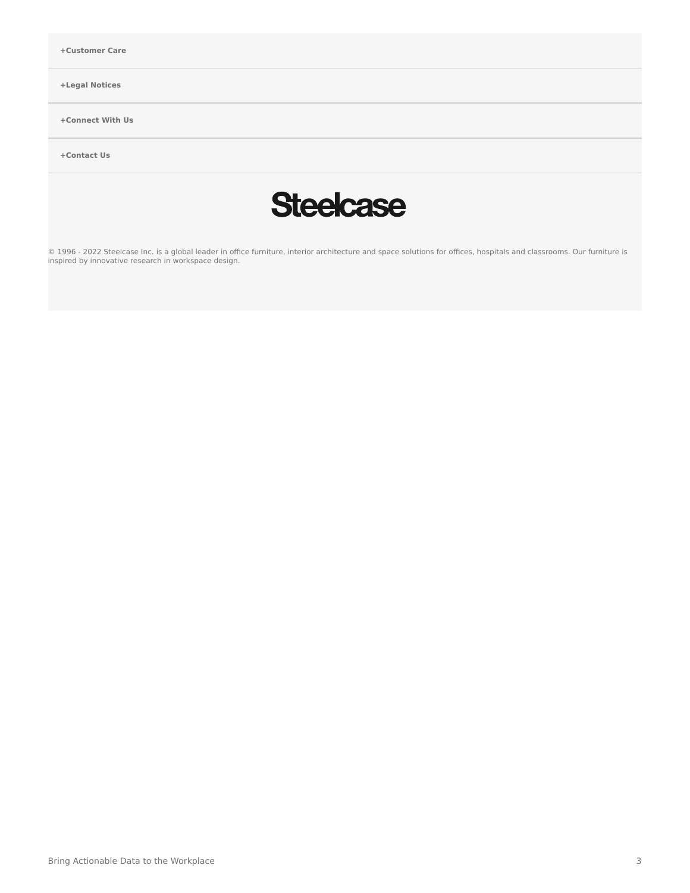**+Customer Care**

**+Legal Notices**

**+Connect With Us**

**+Contact Us**

Steelcase

© 1996 - 2022 Steelcase Inc. is a global leader in office furniture, interior architecture and space solutions for offices, hospitals and classrooms. Our furniture is inspired by innovative research in workspace design.